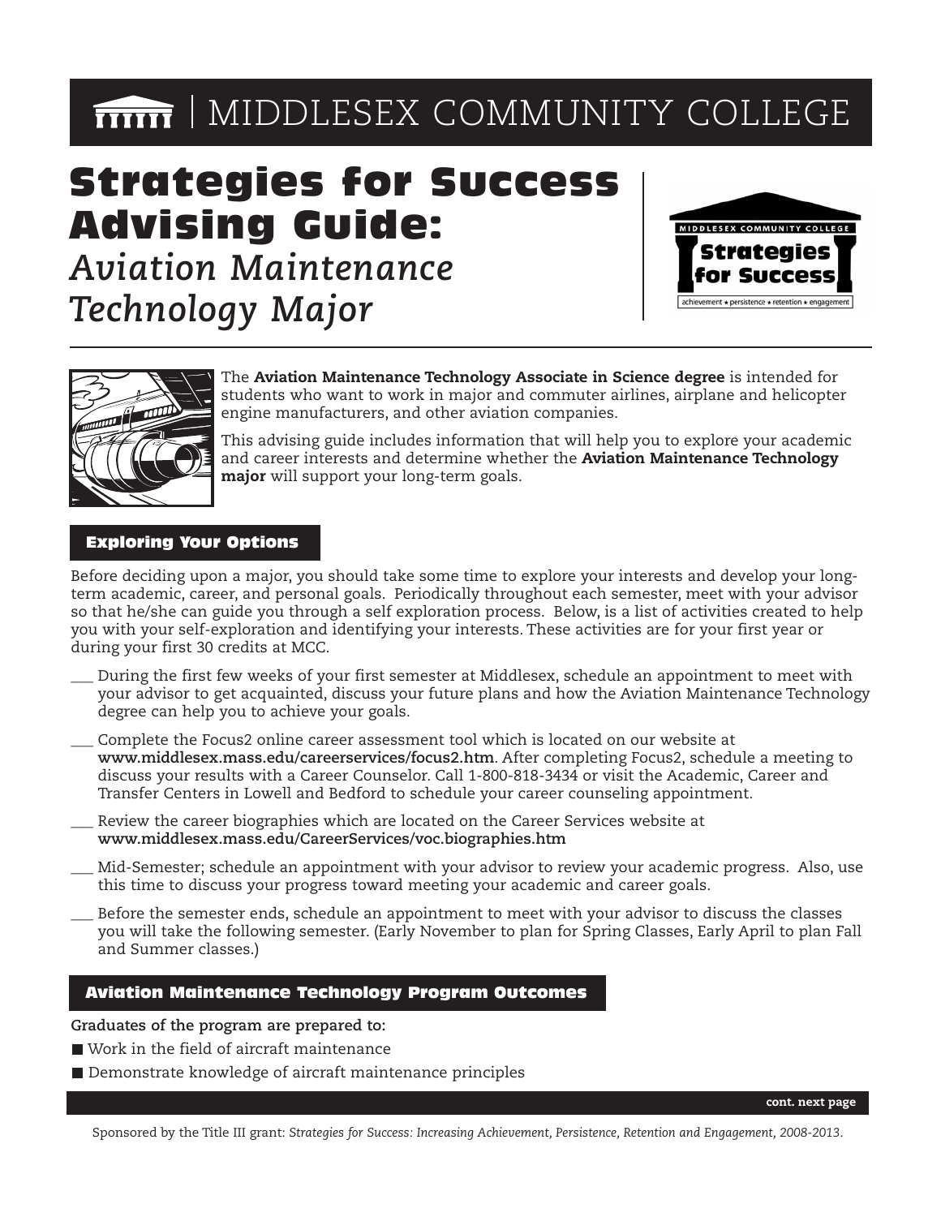# MIDDLESEX COMMUNITY COLLEGE

# Strategies for Success Advising Guide:

## *Aviation Maintenance Technology Major*

The **Aviation Maintenance Technology Associate in Science degree** is intended for students who want to work in major and commuter airlines, airplane and helicopter engine manufacturers, and other aviation companies.

This advising guide includes information that will help you to explore your academic and career interests and determine whether the **Aviation Maintenance Technology major** will support your long-term goals.

### Exploring Your Options

Before deciding upon a major, you should take some time to explore your interests and develop your long-term academic, career, and personal goals. Periodically throughout each semester, meet with your advisor so that he/she can guide you through a self exploration process. Below, is a list of activities created to help you with your self-exploration and identifying your interests. These activities are for your first year or during your first 30 credits at MCC.

___ During the first few weeks of your first semester at Middlesex, schedule an appointment to meet with your advisor to get acquainted, discuss your future plans and how the Aviation Maintenance Technology degree can help you to achieve your goals.

___ Complete the Focus2 online career assessment tool which is located on our website at **www.middlesex.mass.edu/careerservices/focus2.htm**. After completing Focus2, schedule a meeting to discuss your results with a Career Counselor. Call 1-800-818-3434 or visit the Academic, Career and Transfer Centers in Lowell and Bedford to schedule your career counseling appointment.

___ Review the career biographies which are located on the Career Services website at **www.middlesex.mass.edu/CareerServices/voc.biographies.htm**

___ Mid-Semester; schedule an appointment with your advisor to review your academic progress. Also, use this time to discuss your progress toward meeting your academic and career goals.

___ Before the semester ends, schedule an appointment to meet with your advisor to discuss the classes you will take the following semester. (Early November to plan for Spring Classes, Early April to plan Fall and Summer classes.)

### Aviation Maintenance Technology Program Outcomes

**Graduates of the program are prepared to:**

- Work in the field of aircraft maintenance
- Demonstrate knowledge of aircraft maintenance principles

**cont. next page**

Sponsored by the Title III grant: *Strategies for Success: Increasing Achievement, Persistence, Retention and Engagement, 2008-2013.*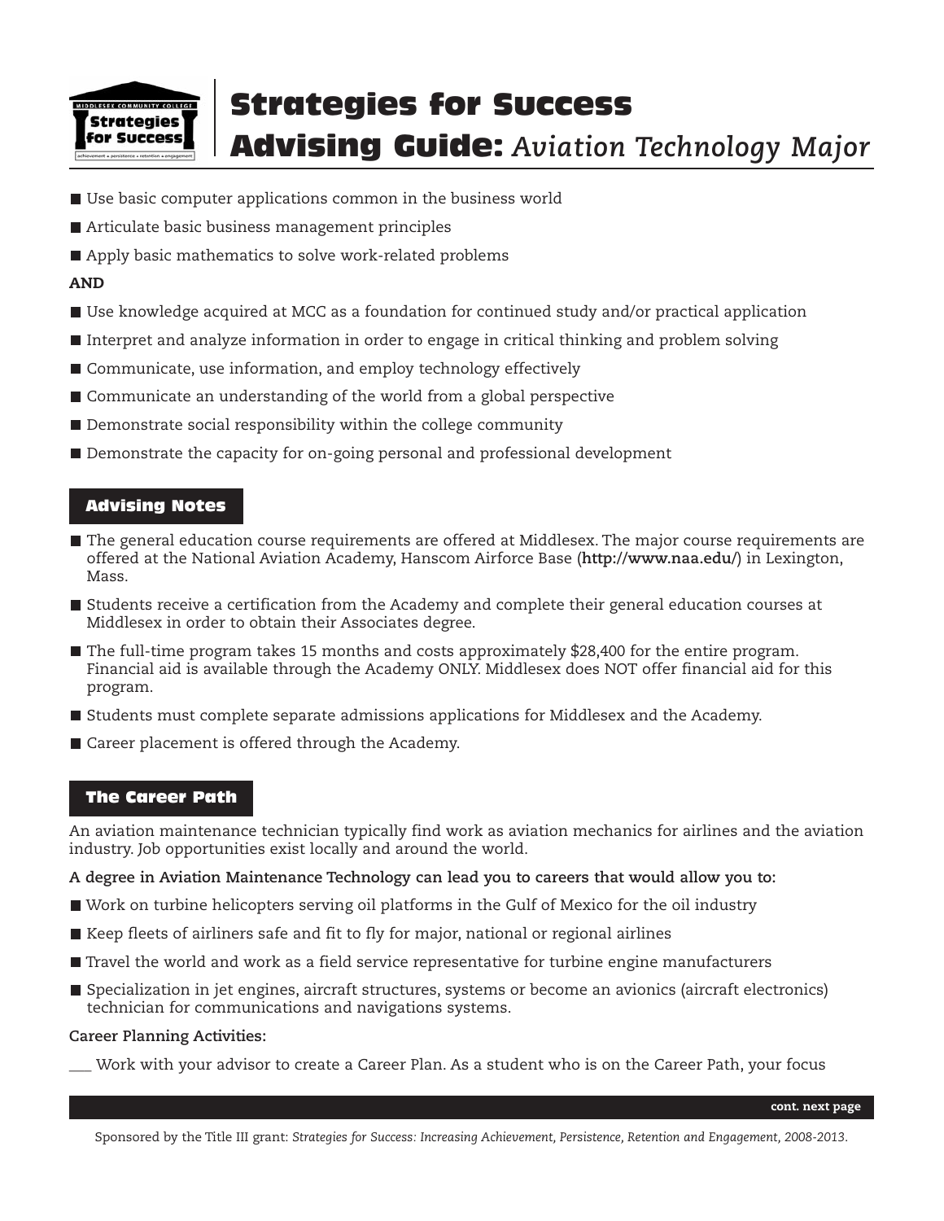- Use basic computer applications common in the business world
- Articulate basic business management principles
- Apply basic mathematics to solve work-related problems

**AND**

- Use knowledge acquired at MCC as a foundation for continued study and/or practical application
- Interpret and analyze information in order to engage in critical thinking and problem solving
- Communicate, use information, and employ technology effectively
- Communicate an understanding of the world from a global perspective
- Demonstrate social responsibility within the college community
- Demonstrate the capacity for on-going personal and professional development

## Advising Notes

- The general education course requirements are offered at Middlesex. The major course requirements are offered at the National Aviation Academy, Hanscom Airforce Base (**http://www.naa.edu/**) in Lexington, Mass.
- Students receive a certification from the Academy and complete their general education courses at Middlesex in order to obtain their Associates degree.
- The full-time program takes 15 months and costs approximately $28,400 for the entire program. Financial aid is available through the Academy ONLY. Middlesex does NOT offer financial aid for this program.
- Students must complete separate admissions applications for Middlesex and the Academy.
- Career placement is offered through the Academy.

## The Career Path

An aviation maintenance technician typically find work as aviation mechanics for airlines and the aviation industry. Job opportunities exist locally and around the world.

**A degree in Aviation Maintenance Technology can lead you to careers that would allow you to:**

- Work on turbine helicopters serving oil platforms in the Gulf of Mexico for the oil industry
- Keep fleets of airliners safe and fit to fly for major, national or regional airlines
- Travel the world and work as a field service representative for turbine engine manufacturers
- Specialization in jet engines, aircraft structures, systems or become an avionics (aircraft electronics) technician for communications and navigations systems.

**Career Planning Activities:**

___ Work with your advisor to create a Career Plan. As a student who is on the Career Path, your focus

**cont. next page**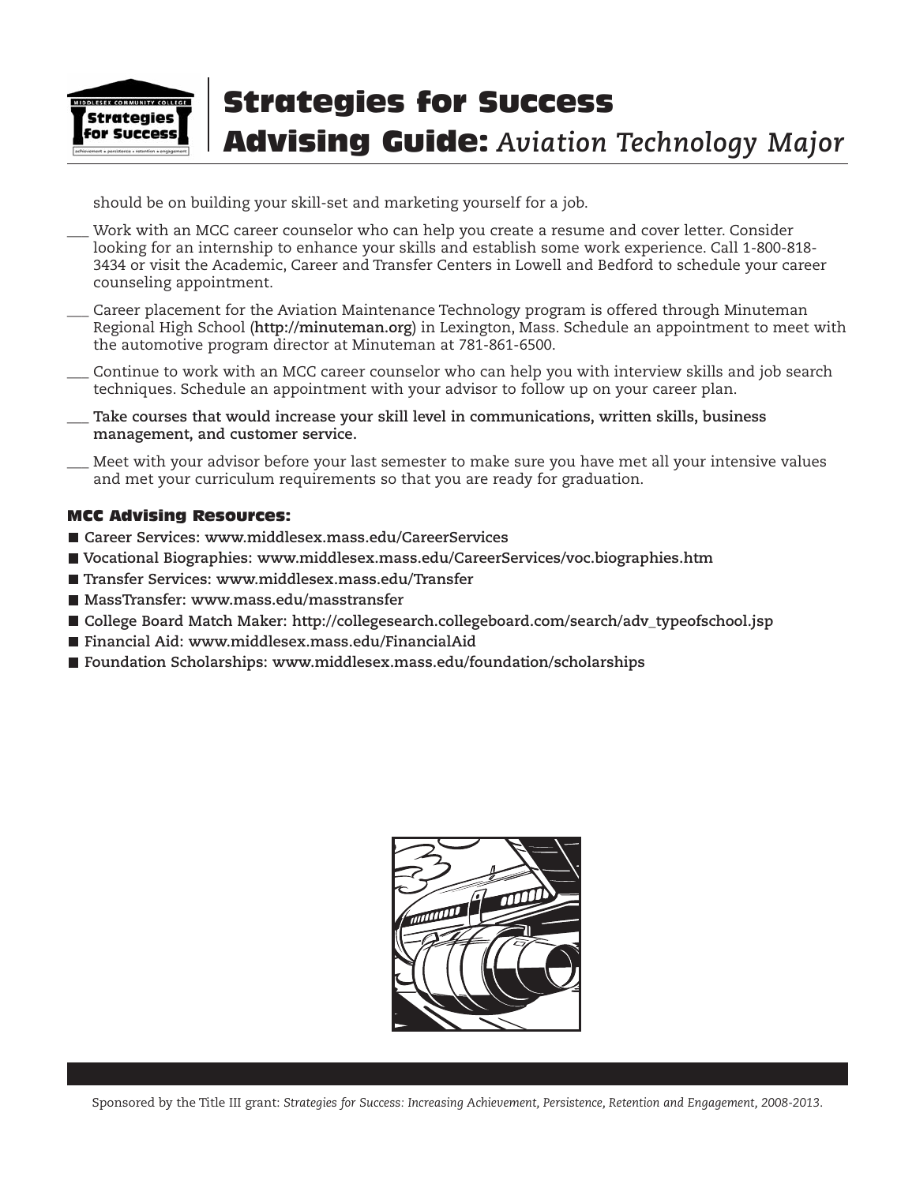should be on building your skill-set and marketing yourself for a job.

___ Work with an MCC career counselor who can help you create a resume and cover letter. Consider looking for an internship to enhance your skills and establish some work experience. Call 1-800-818-3434 or visit the Academic, Career and Transfer Centers in Lowell and Bedford to schedule your career counseling appointment.

___ Career placement for the Aviation Maintenance Technology program is offered through Minuteman Regional High School (**http://minuteman.org**) in Lexington, Mass. Schedule an appointment to meet with the automotive program director at Minuteman at 781-861-6500.

___ Continue to work with an MCC career counselor who can help you with interview skills and job search techniques. Schedule an appointment with your advisor to follow up on your career plan.

___ **Take courses that would increase your skill level in communications, written skills, business management, and customer service.**

___ Meet with your advisor before your last semester to make sure you have met all your intensive values and met your curriculum requirements so that you are ready for graduation.

### MCC Advising Resources:

- **Career Services: www.middlesex.mass.edu/CareerServices**
- **Vocational Biographies: www.middlesex.mass.edu/CareerServices/voc.biographies.htm**
- **Transfer Services: www.middlesex.mass.edu/Transfer**
- **MassTransfer: www.mass.edu/masstransfer**
- **College Board Match Maker: http://collegesearch.collegeboard.com/search/adv_typeofschool.jsp**
- **Financial Aid: www.middlesex.mass.edu/FinancialAid**
- **Foundation Scholarships: www.middlesex.mass.edu/foundation/scholarships**

Sponsored by the Title III grant: *Strategies for Success: Increasing Achievement, Persistence, Retention and Engagement, 2008-2013.*